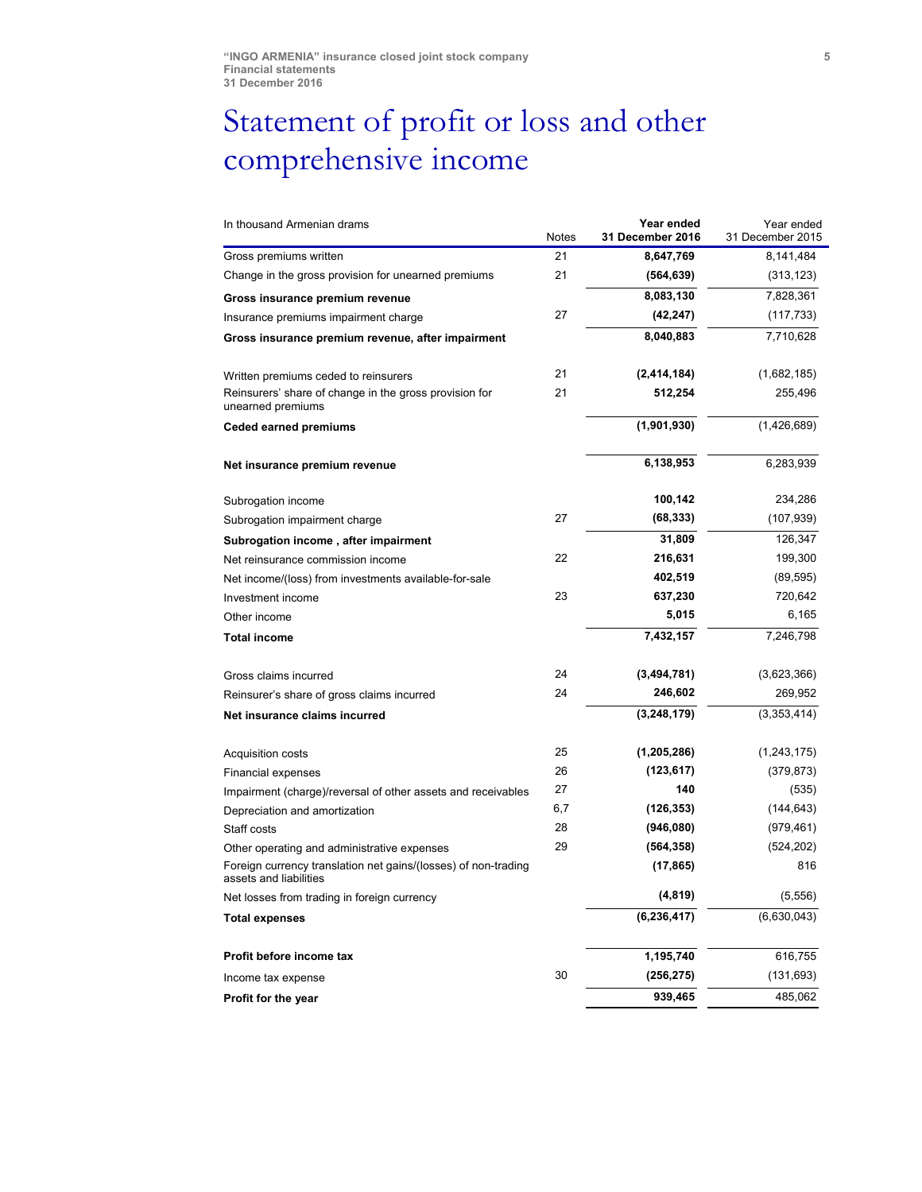# Statement of profit or loss and other comprehensive income

| In thousand Armenian drams | Notes | Year ended 31 December 2016 | Year ended 31 December 2015 |
|---|---|---|---|
| Gross premiums written | 21 | **8,647,769** | 8,141,484 |
| Change in the gross provision for unearned premiums | 21 | **(564,639)** | (313,123) |
| **Gross insurance premium revenue** | | **8,083,130** | 7,828,361 |
| Insurance premiums impairment charge | 27 | **(42,247)** | (117,733) |
| **Gross insurance premium revenue, after impairment** | | **8,040,883** | 7,710,628 |
| Written premiums ceded to reinsurers | 21 | **(2,414,184)** | (1,682,185) |
| Reinsurers' share of change in the gross provision for unearned premiums | 21 | **512,254** | 255,496 |
| **Ceded earned premiums** | | **(1,901,930)** | (1,426,689) |
| **Net insurance premium revenue** | | **6,138,953** | 6,283,939 |
| Subrogation income | | **100,142** | 234,286 |
| Subrogation impairment charge | 27 | **(68,333)** | (107,939) |
| **Subrogation income , after impairment** | | **31,809** | 126,347 |
| Net reinsurance commission income | 22 | **216,631** | 199,300 |
| Net income/(loss) from investments available-for-sale | | **402,519** | (89,595) |
| Investment income | 23 | **637,230** | 720,642 |
| Other income | | **5,015** | 6,165 |
| **Total income** | | **7,432,157** | 7,246,798 |
| Gross claims incurred | 24 | **(3,494,781)** | (3,623,366) |
| Reinsurer's share of gross claims incurred | 24 | **246,602** | 269,952 |
| **Net insurance claims incurred** | | **(3,248,179)** | (3,353,414) |
| Acquisition costs | 25 | **(1,205,286)** | (1,243,175) |
| Financial expenses | 26 | **(123,617)** | (379,873) |
| Impairment (charge)/reversal of other assets and receivables | 27 | **140** | (535) |
| Depreciation and amortization | 6,7 | **(126,353)** | (144,643) |
| Staff costs | 28 | **(946,080)** | (979,461) |
| Other operating and administrative expenses | 29 | **(564,358)** | (524,202) |
| Foreign currency translation net gains/(losses) of non-trading assets and liabilities | | **(17,865)** | 816 |
| Net losses from trading in foreign currency | | **(4,819)** | (5,556) |
| **Total expenses** | | **(6,236,417)** | (6,630,043) |
| **Profit before income tax** | | **1,195,740** | 616,755 |
| Income tax expense | 30 | **(256,275)** | (131,693) |
| **Profit for the year** | | **939,465** | 485,062 |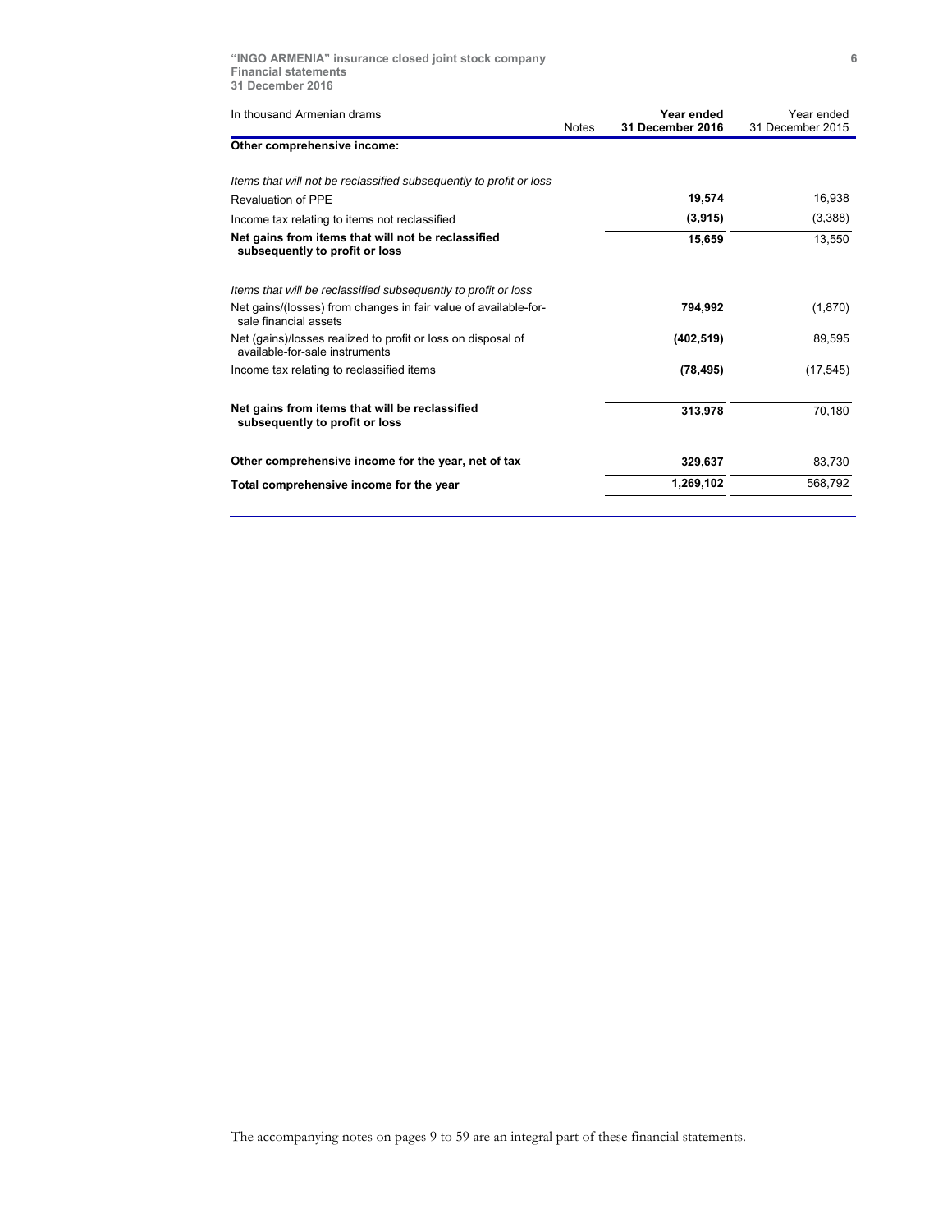| In thousand Armenian drams | Notes | Year ended 31 December 2016 | Year ended 31 December 2015 |
|---|---|---|---|
| **Other comprehensive income:** | | | |
| *Items that will not be reclassified subsequently to profit or loss* | | | |
| Revaluation of PPE | | **19,574** | 16,938 |
| Income tax relating to items not reclassified | | **(3,915)** | (3,388) |
| **Net gains from items that will not be reclassified subsequently to profit or loss** | | **15,659** | 13,550 |
| *Items that will be reclassified subsequently to profit or loss* | | | |
| Net gains/(losses) from changes in fair value of available-for-sale financial assets | | **794,992** | (1,870) |
| Net (gains)/losses realized to profit or loss on disposal of available-for-sale instruments | | **(402,519)** | 89,595 |
| Income tax relating to reclassified items | | **(78,495)** | (17,545) |
| **Net gains from items that will be reclassified subsequently to profit or loss** | | **313,978** | 70,180 |
| **Other comprehensive income for the year, net of tax** | | **329,637** | 83,730 |
| **Total comprehensive income for the year** | | **1,269,102** | 568,792 |

The accompanying notes on pages 9 to 59 are an integral part of these financial statements.